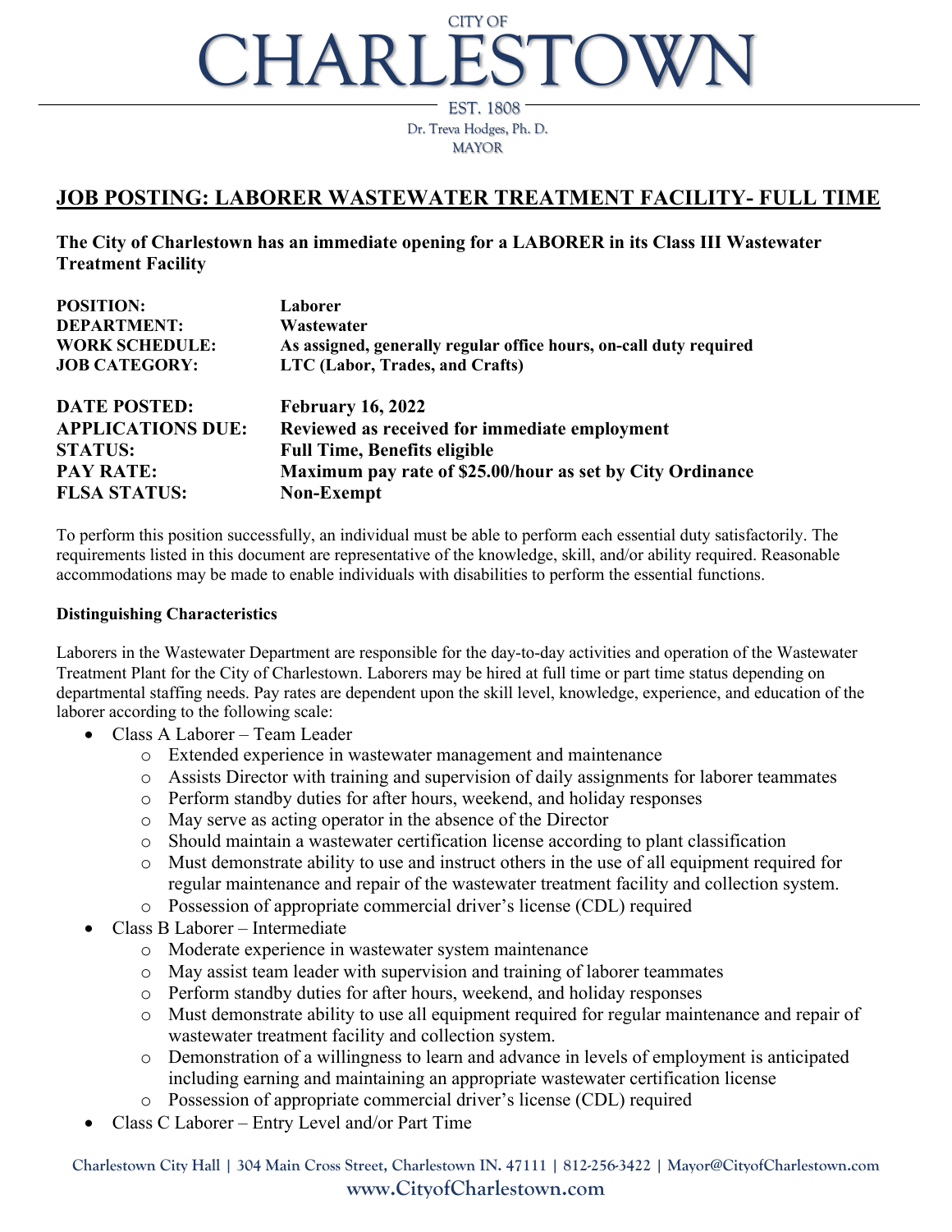CITY OF

# CHARLESTOWN

EST. 1808

Dr. Treva Hodges, Ph. D.
MAYOR

## JOB POSTING: LABORER WASTEWATER TREATMENT FACILITY- FULL TIME

**The City of Charlestown has an immediate opening for a LABORER in its Class III Wastewater Treatment Facility**

| | |
|---|---|
| **POSITION:** | **Laborer** |
| **DEPARTMENT:** | **Wastewater** |
| **WORK SCHEDULE:** | **As assigned, generally regular office hours, on-call duty required** |
| **JOB CATEGORY:** | **LTC (Labor, Trades, and Crafts)** |
| **DATE POSTED:** | **February 16, 2022** |
| **APPLICATIONS DUE:** | **Reviewed as received for immediate employment** |
| **STATUS:** | **Full Time, Benefits eligible** |
| **PAY RATE:** | **Maximum pay rate of $25.00/hour as set by City Ordinance** |
| **FLSA STATUS:** | **Non-Exempt** |

To perform this position successfully, an individual must be able to perform each essential duty satisfactorily. The requirements listed in this document are representative of the knowledge, skill, and/or ability required. Reasonable accommodations may be made to enable individuals with disabilities to perform the essential functions.

**Distinguishing Characteristics**

Laborers in the Wastewater Department are responsible for the day-to-day activities and operation of the Wastewater Treatment Plant for the City of Charlestown. Laborers may be hired at full time or part time status depending on departmental staffing needs. Pay rates are dependent upon the skill level, knowledge, experience, and education of the laborer according to the following scale:

- Class A Laborer – Team Leader
  - Extended experience in wastewater management and maintenance
  - Assists Director with training and supervision of daily assignments for laborer teammates
  - Perform standby duties for after hours, weekend, and holiday responses
  - May serve as acting operator in the absence of the Director
  - Should maintain a wastewater certification license according to plant classification
  - Must demonstrate ability to use and instruct others in the use of all equipment required for regular maintenance and repair of the wastewater treatment facility and collection system.
  - Possession of appropriate commercial driver's license (CDL) required
- Class B Laborer – Intermediate
  - Moderate experience in wastewater system maintenance
  - May assist team leader with supervision and training of laborer teammates
  - Perform standby duties for after hours, weekend, and holiday responses
  - Must demonstrate ability to use all equipment required for regular maintenance and repair of wastewater treatment facility and collection system.
  - Demonstration of a willingness to learn and advance in levels of employment is anticipated including earning and maintaining an appropriate wastewater certification license
  - Possession of appropriate commercial driver's license (CDL) required
- Class C Laborer – Entry Level and/or Part Time

Charlestown City Hall | 304 Main Cross Street, Charlestown IN. 47111 | 812-256-3422 | Mayor@CityofCharlestown.com
www.CityofCharlestown.com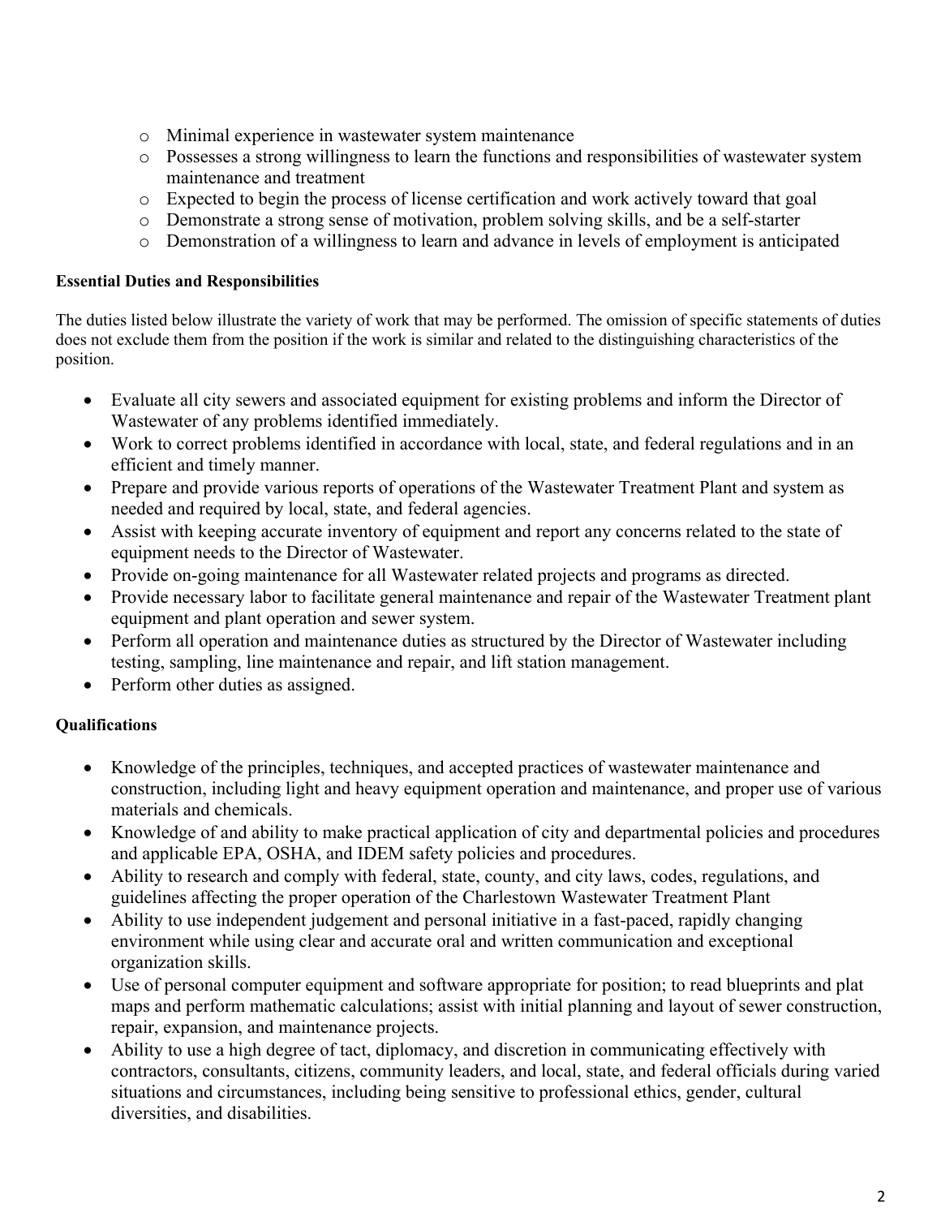- Minimal experience in wastewater system maintenance
- Possesses a strong willingness to learn the functions and responsibilities of wastewater system maintenance and treatment
- Expected to begin the process of license certification and work actively toward that goal
- Demonstrate a strong sense of motivation, problem solving skills, and be a self-starter
- Demonstration of a willingness to learn and advance in levels of employment is anticipated

**Essential Duties and Responsibilities**

The duties listed below illustrate the variety of work that may be performed. The omission of specific statements of duties does not exclude them from the position if the work is similar and related to the distinguishing characteristics of the position.

- Evaluate all city sewers and associated equipment for existing problems and inform the Director of Wastewater of any problems identified immediately.
- Work to correct problems identified in accordance with local, state, and federal regulations and in an efficient and timely manner.
- Prepare and provide various reports of operations of the Wastewater Treatment Plant and system as needed and required by local, state, and federal agencies.
- Assist with keeping accurate inventory of equipment and report any concerns related to the state of equipment needs to the Director of Wastewater.
- Provide on-going maintenance for all Wastewater related projects and programs as directed.
- Provide necessary labor to facilitate general maintenance and repair of the Wastewater Treatment plant equipment and plant operation and sewer system.
- Perform all operation and maintenance duties as structured by the Director of Wastewater including testing, sampling, line maintenance and repair, and lift station management.
- Perform other duties as assigned.

**Qualifications**

- Knowledge of the principles, techniques, and accepted practices of wastewater maintenance and construction, including light and heavy equipment operation and maintenance, and proper use of various materials and chemicals.
- Knowledge of and ability to make practical application of city and departmental policies and procedures and applicable EPA, OSHA, and IDEM safety policies and procedures.
- Ability to research and comply with federal, state, county, and city laws, codes, regulations, and guidelines affecting the proper operation of the Charlestown Wastewater Treatment Plant
- Ability to use independent judgement and personal initiative in a fast-paced, rapidly changing environment while using clear and accurate oral and written communication and exceptional organization skills.
- Use of personal computer equipment and software appropriate for position; to read blueprints and plat maps and perform mathematic calculations; assist with initial planning and layout of sewer construction, repair, expansion, and maintenance projects.
- Ability to use a high degree of tact, diplomacy, and discretion in communicating effectively with contractors, consultants, citizens, community leaders, and local, state, and federal officials during varied situations and circumstances, including being sensitive to professional ethics, gender, cultural diversities, and disabilities.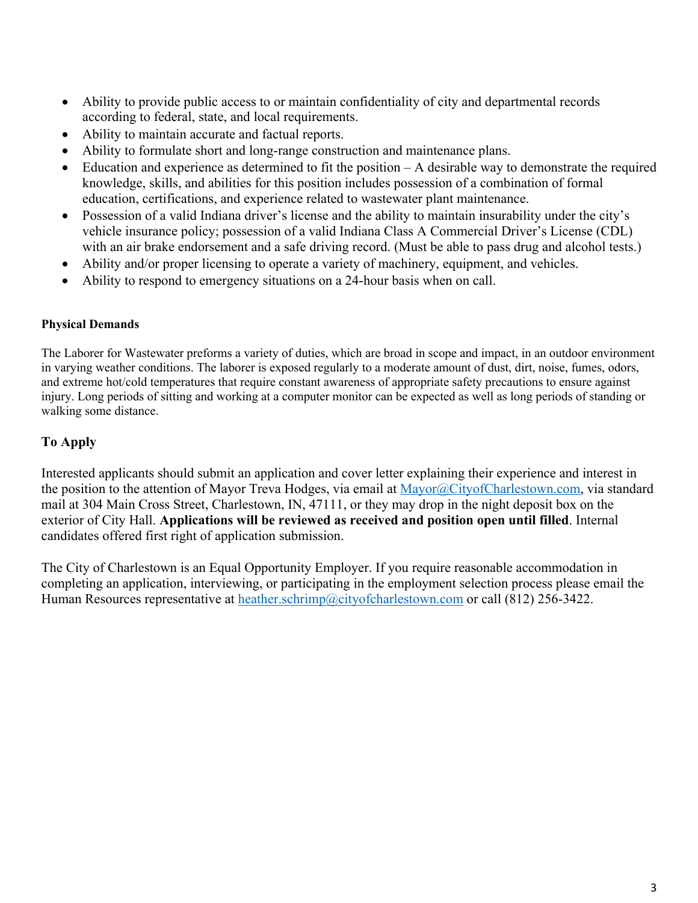- Ability to provide public access to or maintain confidentiality of city and departmental records according to federal, state, and local requirements.
- Ability to maintain accurate and factual reports.
- Ability to formulate short and long-range construction and maintenance plans.
- Education and experience as determined to fit the position – A desirable way to demonstrate the required knowledge, skills, and abilities for this position includes possession of a combination of formal education, certifications, and experience related to wastewater plant maintenance.
- Possession of a valid Indiana driver's license and the ability to maintain insurability under the city's vehicle insurance policy; possession of a valid Indiana Class A Commercial Driver's License (CDL) with an air brake endorsement and a safe driving record. (Must be able to pass drug and alcohol tests.)
- Ability and/or proper licensing to operate a variety of machinery, equipment, and vehicles.
- Ability to respond to emergency situations on a 24-hour basis when on call.

**Physical Demands**

The Laborer for Wastewater preforms a variety of duties, which are broad in scope and impact, in an outdoor environment in varying weather conditions. The laborer is exposed regularly to a moderate amount of dust, dirt, noise, fumes, odors, and extreme hot/cold temperatures that require constant awareness of appropriate safety precautions to ensure against injury. Long periods of sitting and working at a computer monitor can be expected as well as long periods of standing or walking some distance.

## To Apply

Interested applicants should submit an application and cover letter explaining their experience and interest in the position to the attention of Mayor Treva Hodges, via email at Mayor@CityofCharlestown.com, via standard mail at 304 Main Cross Street, Charlestown, IN, 47111, or they may drop in the night deposit box on the exterior of City Hall. **Applications will be reviewed as received and position open until filled**. Internal candidates offered first right of application submission.

The City of Charlestown is an Equal Opportunity Employer. If you require reasonable accommodation in completing an application, interviewing, or participating in the employment selection process please email the Human Resources representative at heather.schrimp@cityofcharlestown.com or call (812) 256-3422.